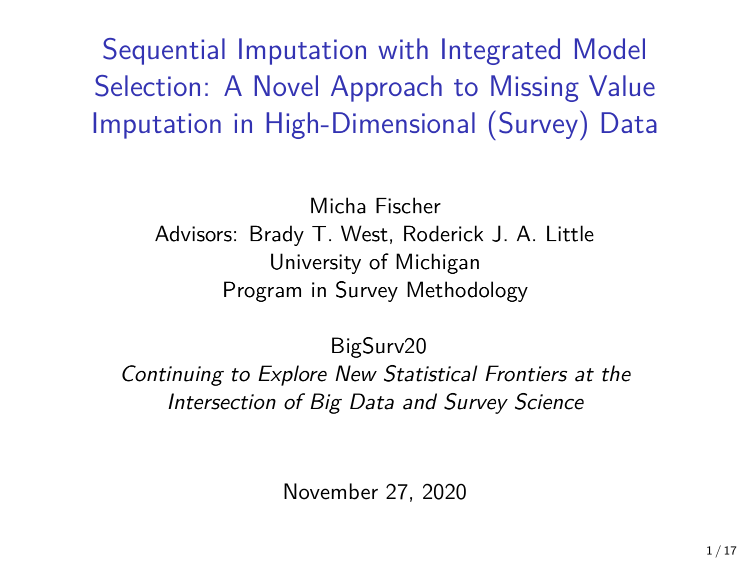# Sequential Imputation with Integrated Model Selection: A Novel Approach to Missing Value Imputation in High-Dimensional (Survey) Data

Micha Fischer
Advisors: Brady T. West, Roderick J. A. Little
University of Michigan
Program in Survey Methodology

BigSurv20
*Continuing to Explore New Statistical Frontiers at the Intersection of Big Data and Survey Science*

November 27, 2020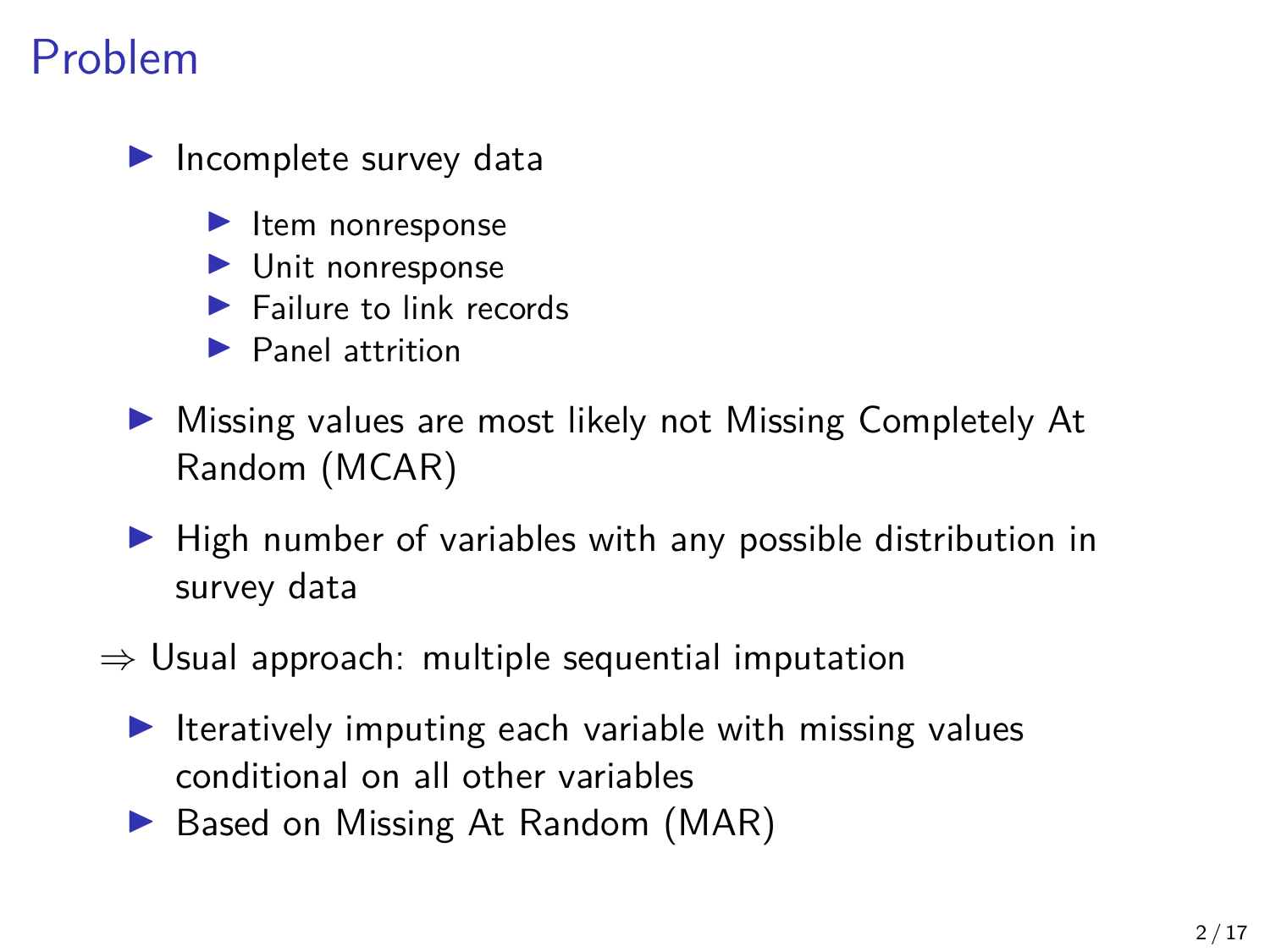# Problem

- Incomplete survey data
  - Item nonresponse
  - Unit nonresponse
  - Failure to link records
  - Panel attrition
- Missing values are most likely not Missing Completely At Random (MCAR)
- High number of variables with any possible distribution in survey data

$\Rightarrow$ Usual approach: multiple sequential imputation

- Iteratively imputing each variable with missing values conditional on all other variables
- Based on Missing At Random (MAR)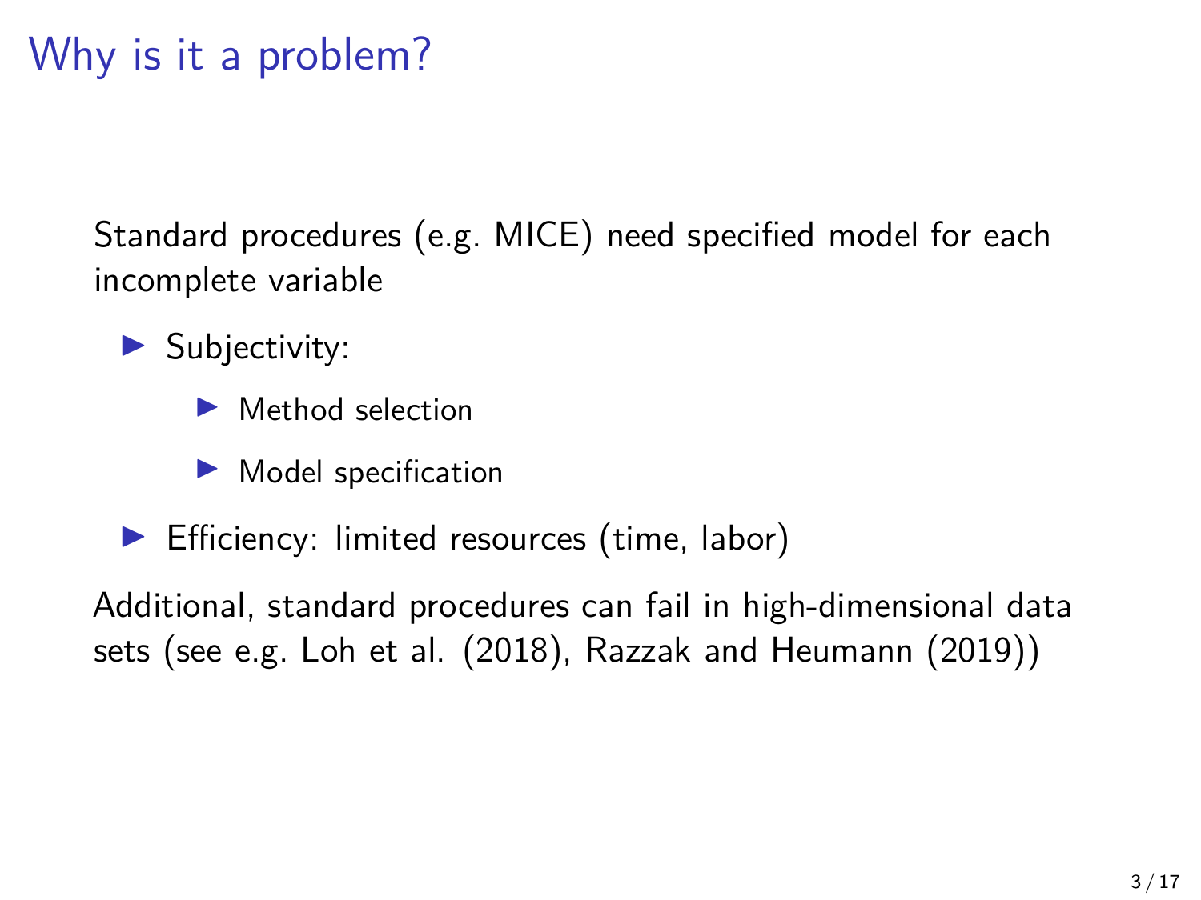# Why is it a problem?

Standard procedures (e.g. MICE) need specified model for each incomplete variable

- Subjectivity:
  - Method selection
  - Model specification
- Efficiency: limited resources (time, labor)

Additional, standard procedures can fail in high-dimensional data sets (see e.g. Loh et al. (2018), Razzak and Heumann (2019))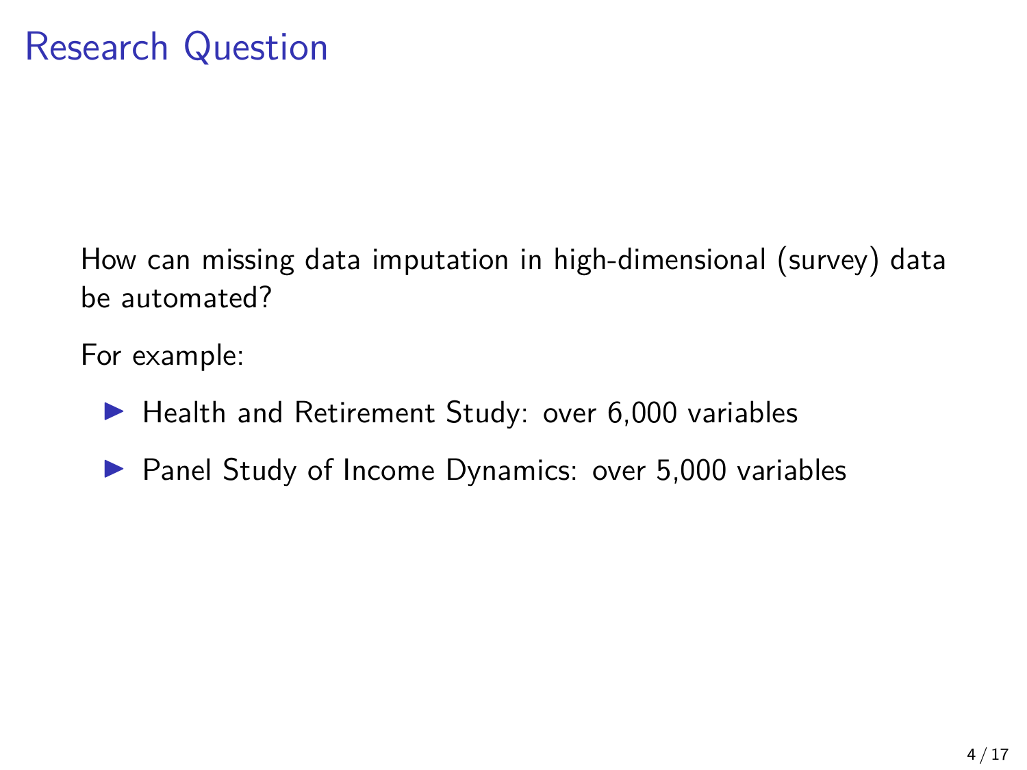# Research Question

How can missing data imputation in high-dimensional (survey) data be automated?

For example:

- Health and Retirement Study: over 6,000 variables
- Panel Study of Income Dynamics: over 5,000 variables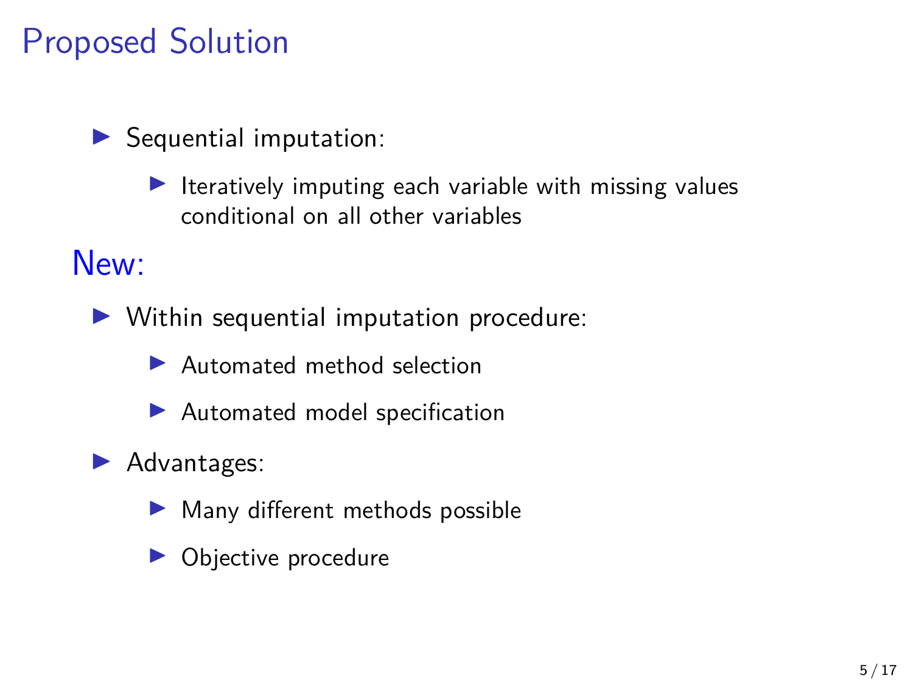# Proposed Solution

- Sequential imputation:
  - Iteratively imputing each variable with missing values conditional on all other variables

## New:

- Within sequential imputation procedure:
  - Automated method selection
  - Automated model specification
- Advantages:
  - Many different methods possible
  - Objective procedure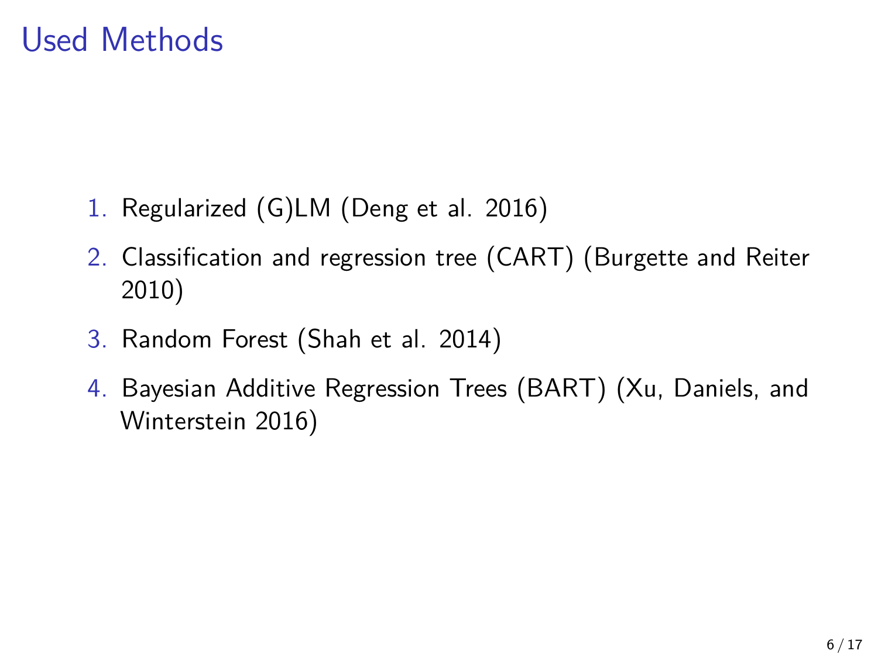# Used Methods

1. Regularized (G)LM (Deng et al. 2016)
2. Classification and regression tree (CART) (Burgette and Reiter 2010)
3. Random Forest (Shah et al. 2014)
4. Bayesian Additive Regression Trees (BART) (Xu, Daniels, and Winterstein 2016)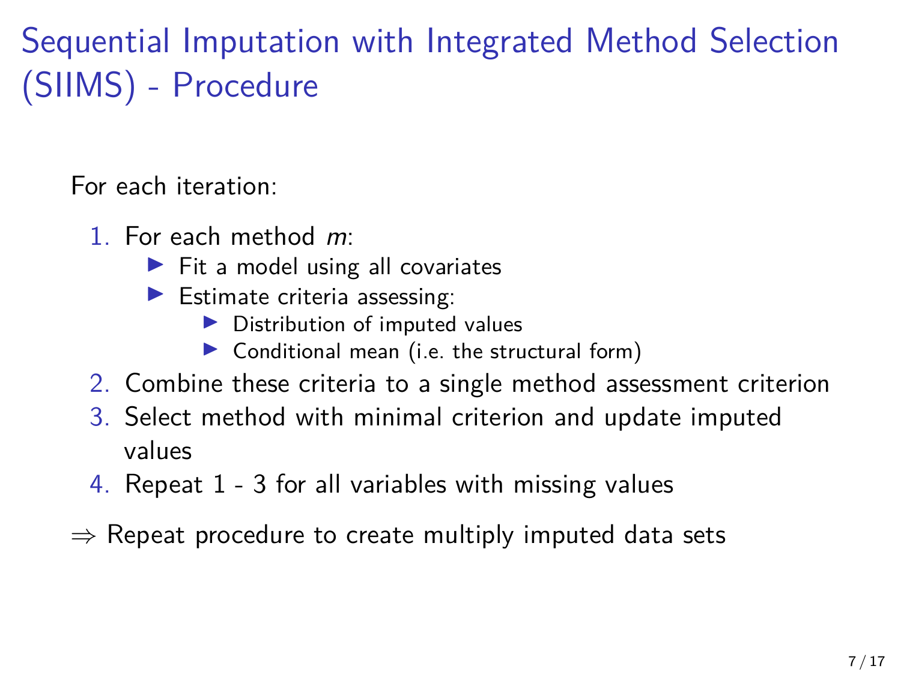# Sequential Imputation with Integrated Method Selection (SIIMS) - Procedure

For each iteration:

1. For each method *m*:
   - Fit a model using all covariates
   - Estimate criteria assessing:
     - Distribution of imputed values
     - Conditional mean (i.e. the structural form)
2. Combine these criteria to a single method assessment criterion
3. Select method with minimal criterion and update imputed values
4. Repeat 1 - 3 for all variables with missing values

$\Rightarrow$ Repeat procedure to create multiply imputed data sets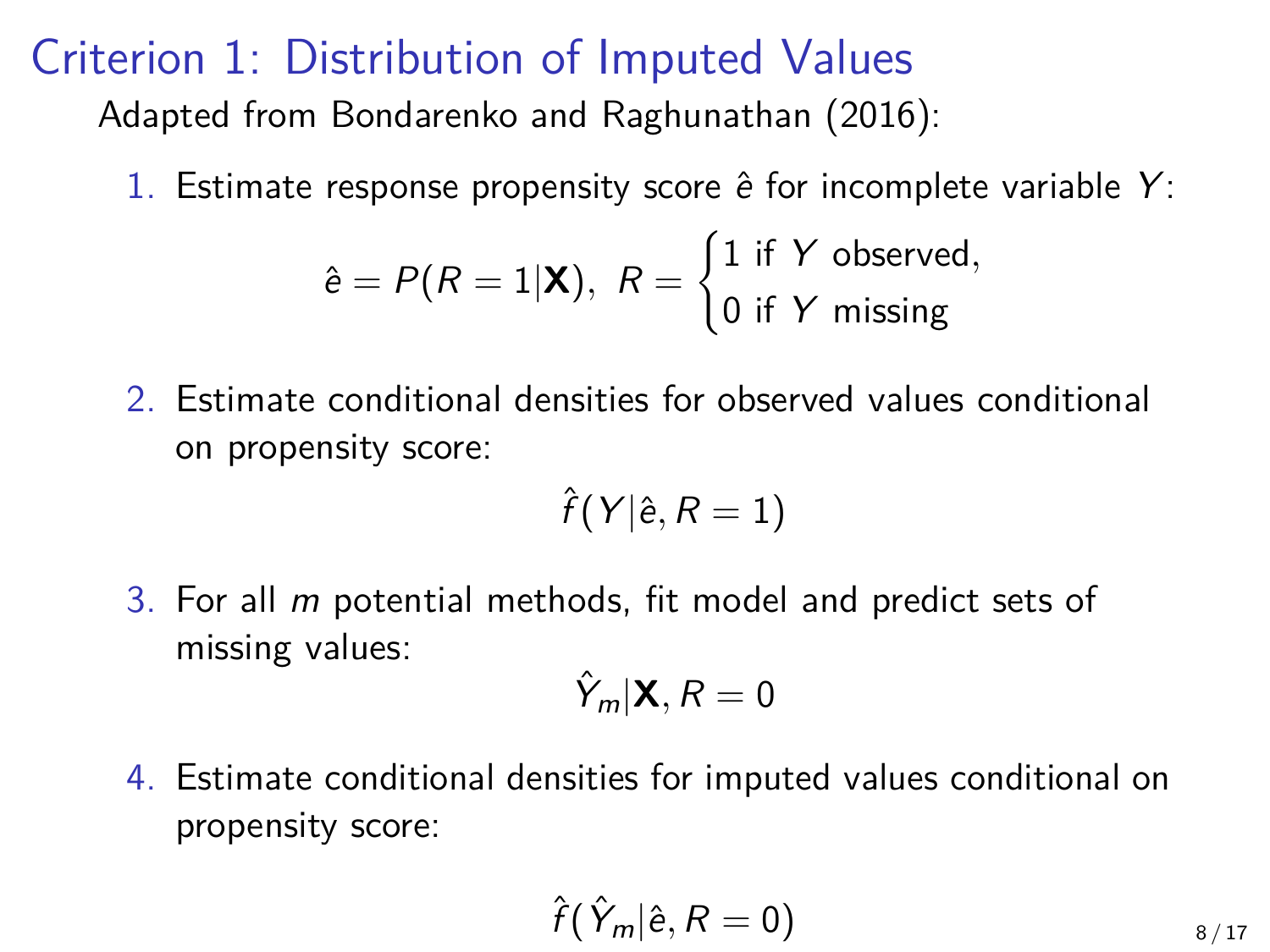# Criterion 1: Distribution of Imputed Values

Adapted from Bondarenko and Raghunathan (2016):

1. Estimate response propensity score $\hat{e}$ for incomplete variable $Y$:

$$\hat{e} = P(R = 1|\mathbf{X}), \; R = \begin{cases} 1 \text{ if } Y \text{ observed,} \\ 0 \text{ if } Y \text{ missing} \end{cases}$$

2. Estimate conditional densities for observed values conditional on propensity score:

$$\hat{f}(Y|\hat{e}, R = 1)$$

3. For all $m$ potential methods, fit model and predict sets of missing values:

$$\hat{Y}_m|\mathbf{X}, R = 0$$

4. Estimate conditional densities for imputed values conditional on propensity score:

$$\hat{f}(\hat{Y}_m|\hat{e}, R = 0)$$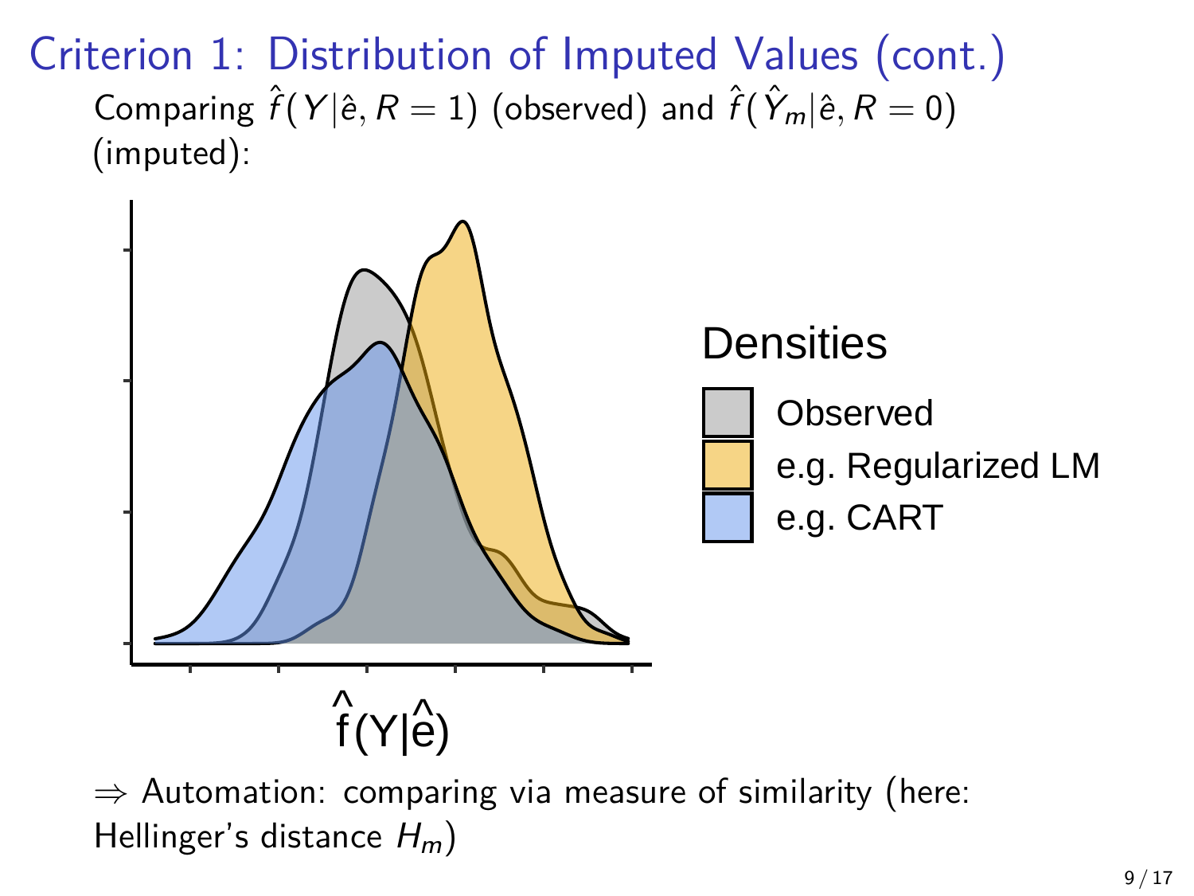# Criterion 1: Distribution of Imputed Values (cont.)

Comparing $\hat{f}(Y|\hat{e}, R = 1)$ (observed) and $\hat{f}(\hat{Y}_m|\hat{e}, R = 0)$ (imputed):

Densities

- Observed
- e.g. Regularized LM
- e.g. CART

$\hat{f}(Y|\hat{e})$

$\Rightarrow$ Automation: comparing via measure of similarity (here: Hellinger's distance $H_m$)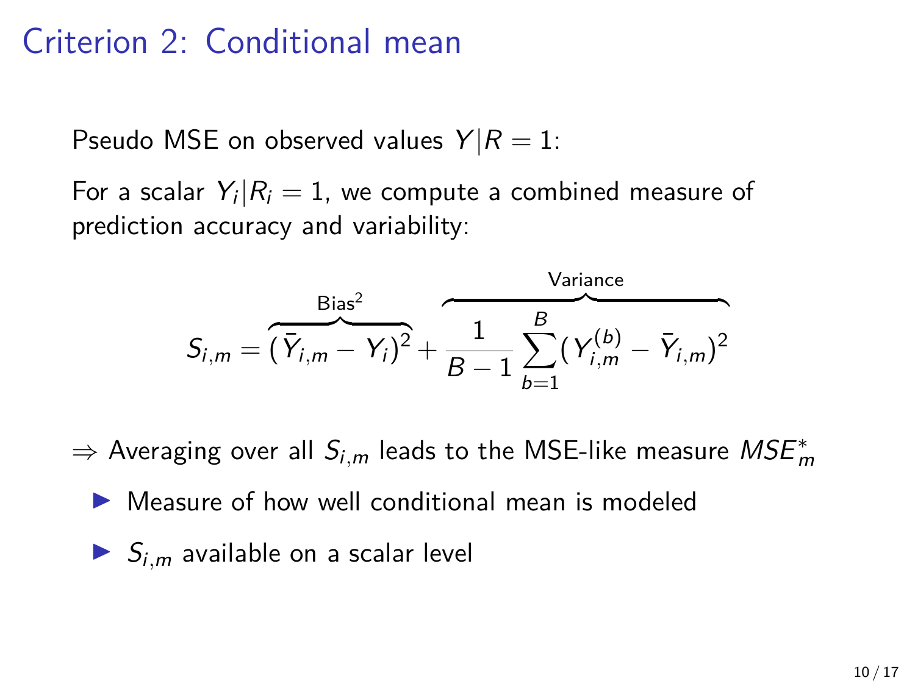# Criterion 2: Conditional mean

Pseudo MSE on observed values $Y|R = 1$:

For a scalar $Y_i|R_i = 1$, we compute a combined measure of prediction accuracy and variability:

$$S_{i,m} = \overbrace{(\bar{Y}_{i,m} - Y_i)^2}^{\text{Bias}^2} + \overbrace{\frac{1}{B-1}\sum_{b=1}^{B}(Y_{i,m}^{(b)} - \bar{Y}_{i,m})^2}^{\text{Variance}}$$

$\Rightarrow$ Averaging over all $S_{i,m}$ leads to the MSE-like measure $MSE_m^*$

- Measure of how well conditional mean is modeled
- $S_{i,m}$ available on a scalar level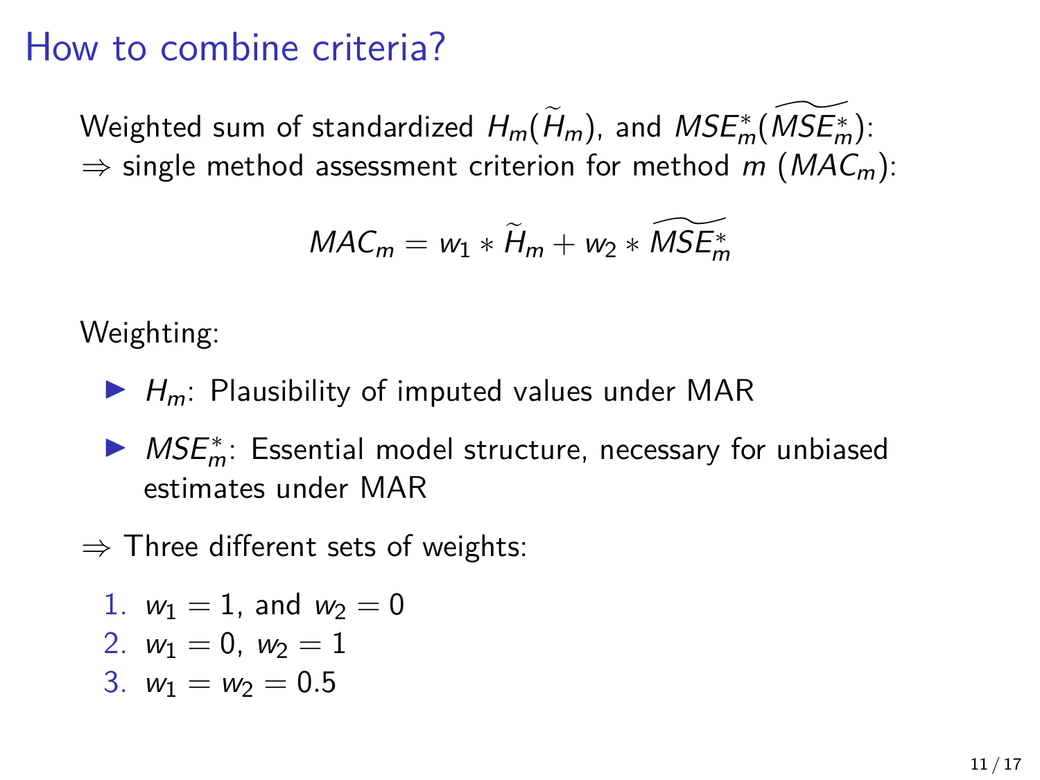# How to combine criteria?

Weighted sum of standardized $H_m(\widetilde{H}_m)$, and $MSE_m^*(\widetilde{MSE_m^*})$:
$\Rightarrow$ single method assessment criterion for method $m$ ($MAC_m$):

$$MAC_m = w_1 * \widetilde{H}_m + w_2 * \widetilde{MSE_m^*}$$

Weighting:

- $H_m$: Plausibility of imputed values under MAR
- $MSE_m^*$: Essential model structure, necessary for unbiased estimates under MAR

$\Rightarrow$ Three different sets of weights:

1. $w_1 = 1$, and $w_2 = 0$
2. $w_1 = 0$, $w_2 = 1$
3. $w_1 = w_2 = 0.5$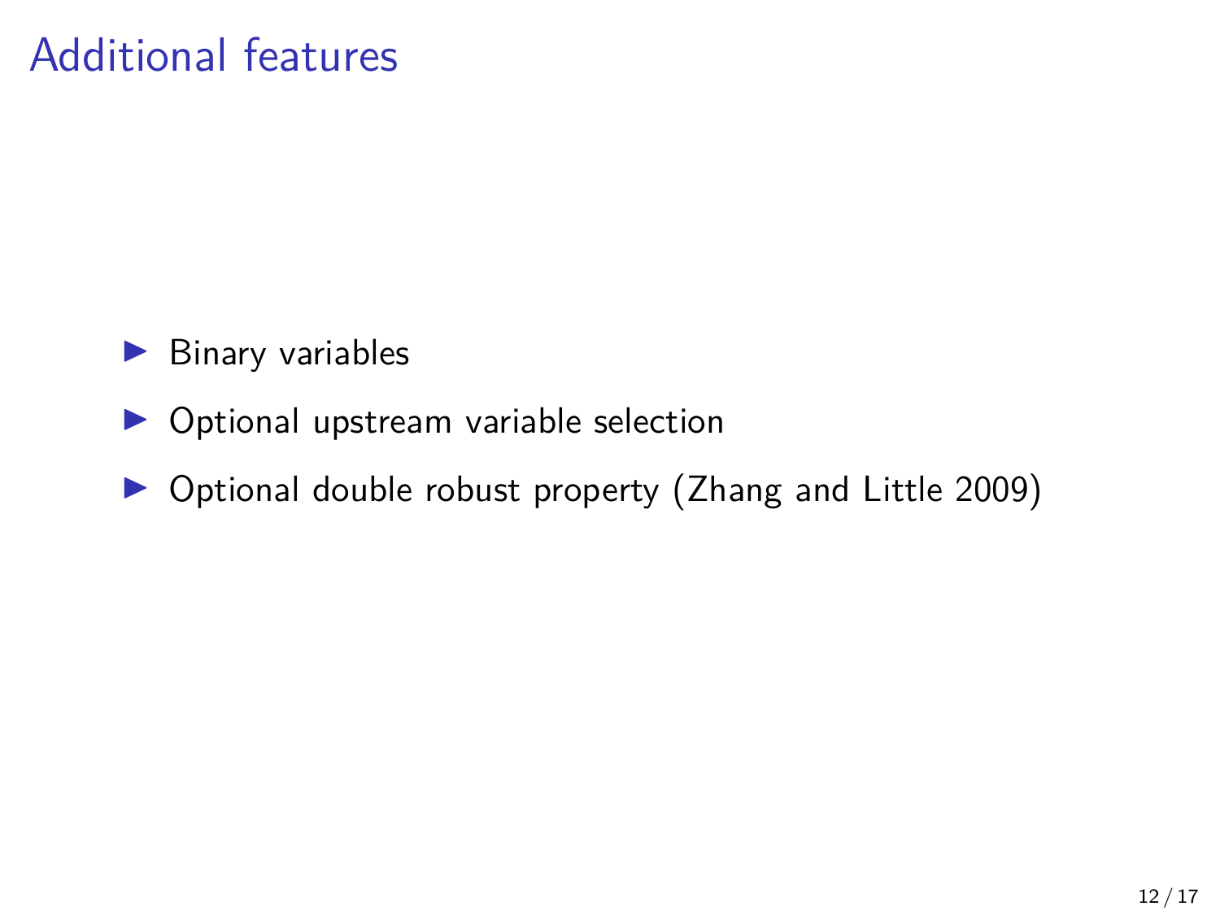# Additional features

- Binary variables
- Optional upstream variable selection
- Optional double robust property (Zhang and Little 2009)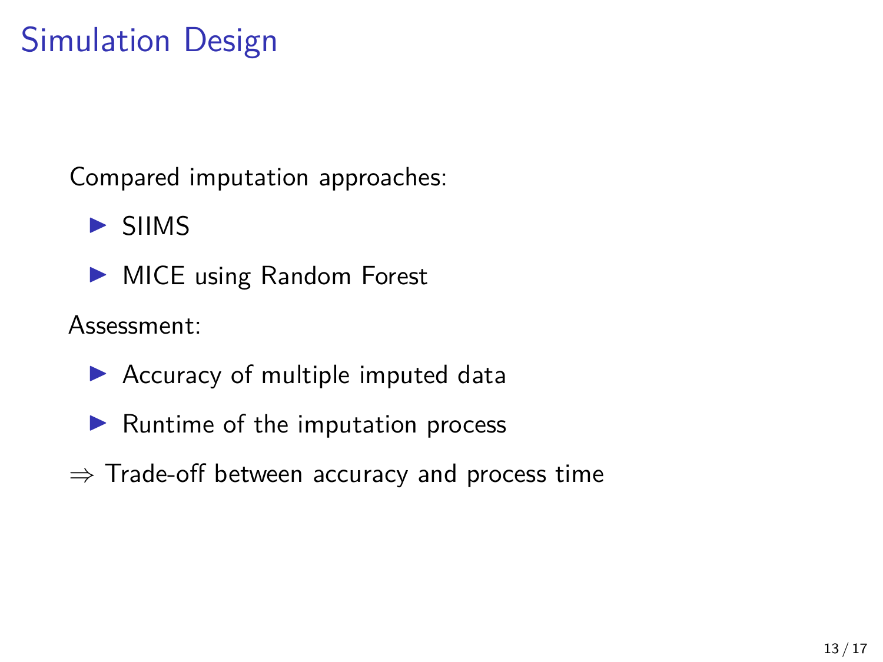# Simulation Design

Compared imputation approaches:

- SIIMS
- MICE using Random Forest

Assessment:

- Accuracy of multiple imputed data
- Runtime of the imputation process

$\Rightarrow$ Trade-off between accuracy and process time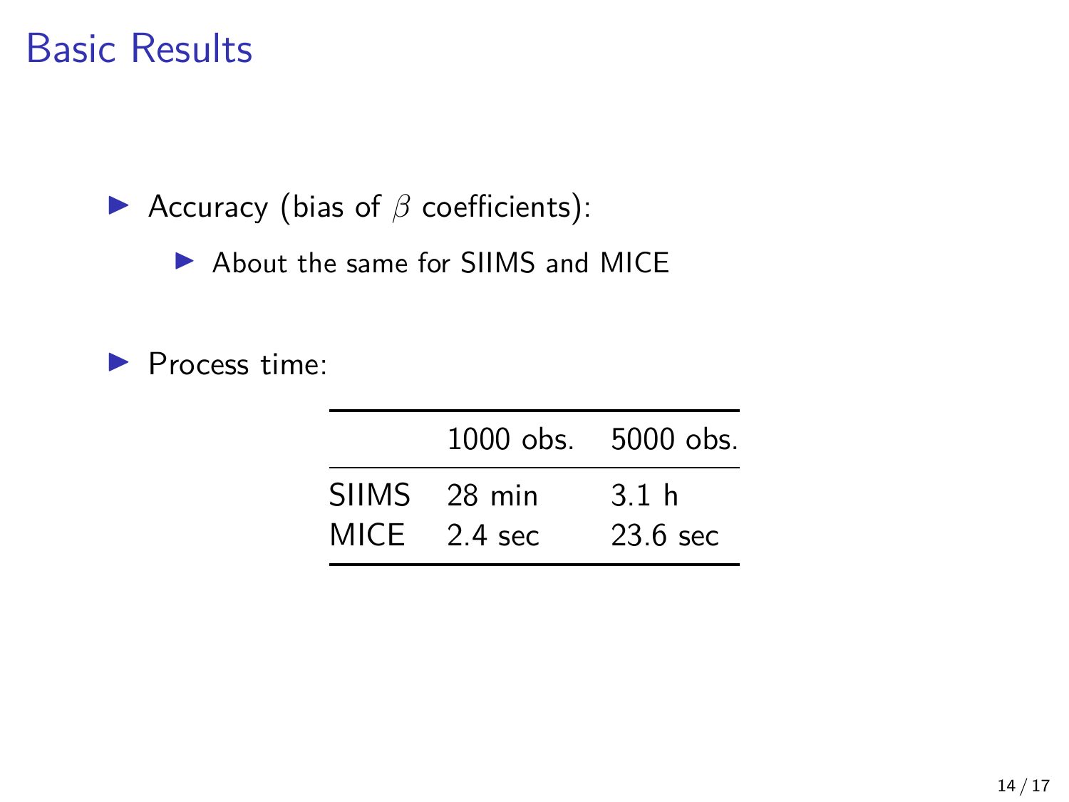# Basic Results

- Accuracy (bias of $\beta$ coefficients):
  - About the same for SIIMS and MICE
- Process time:

| | 1000 obs. | 5000 obs. |
|---|---|---|
| SIIMS | 28 min | 3.1 h |
| MICE | 2.4 sec | 23.6 sec |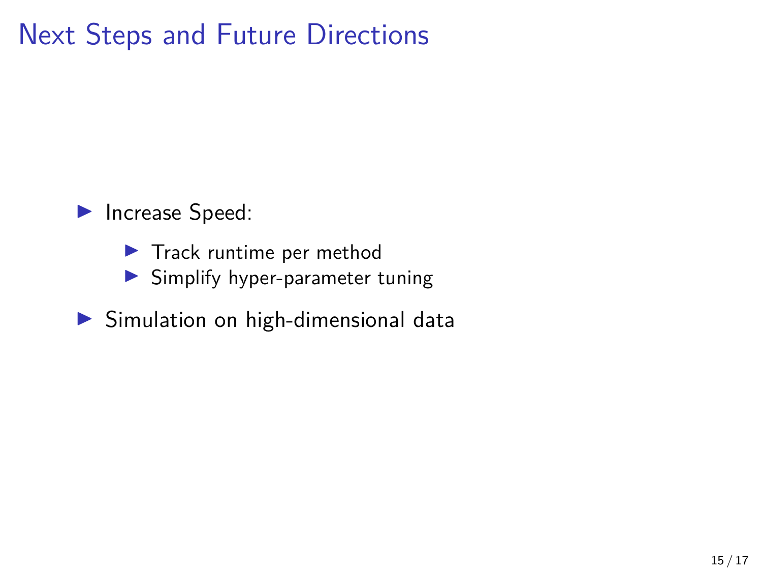# Next Steps and Future Directions

- Increase Speed:
  - Track runtime per method
  - Simplify hyper-parameter tuning
- Simulation on high-dimensional data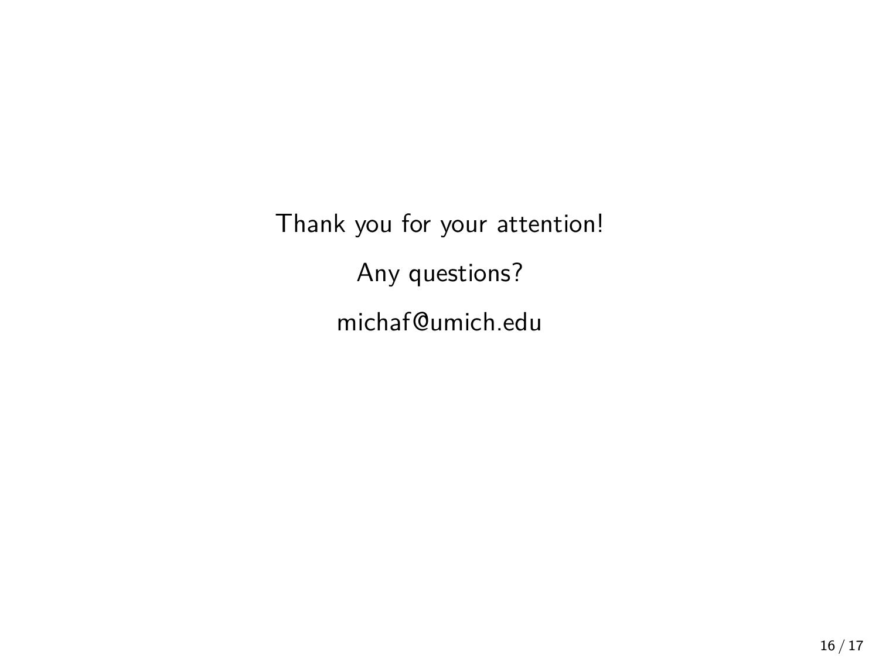Thank you for your attention!

Any questions?

michaf@umich.edu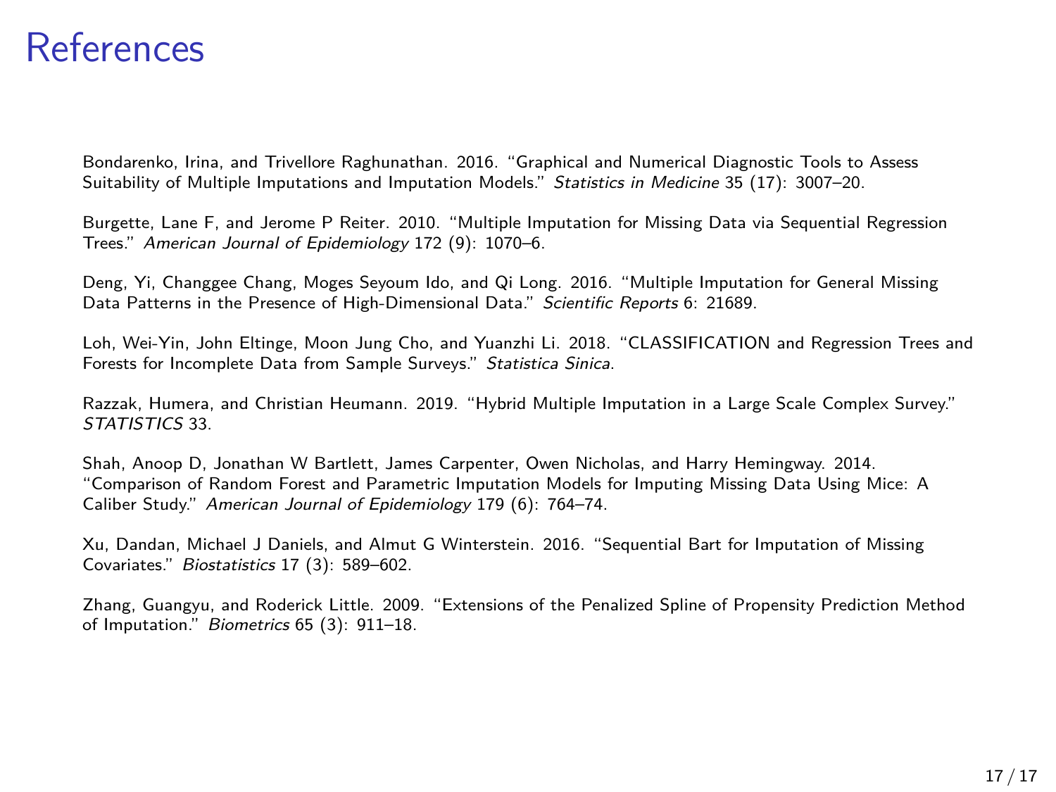# References

Bondarenko, Irina, and Trivellore Raghunathan. 2016. "Graphical and Numerical Diagnostic Tools to Assess Suitability of Multiple Imputations and Imputation Models." *Statistics in Medicine* 35 (17): 3007–20.

Burgette, Lane F, and Jerome P Reiter. 2010. "Multiple Imputation for Missing Data via Sequential Regression Trees." *American Journal of Epidemiology* 172 (9): 1070–6.

Deng, Yi, Changgee Chang, Moges Seyoum Ido, and Qi Long. 2016. "Multiple Imputation for General Missing Data Patterns in the Presence of High-Dimensional Data." *Scientific Reports* 6: 21689.

Loh, Wei-Yin, John Eltinge, Moon Jung Cho, and Yuanzhi Li. 2018. "CLASSIFICATION and Regression Trees and Forests for Incomplete Data from Sample Surveys." *Statistica Sinica*.

Razzak, Humera, and Christian Heumann. 2019. "Hybrid Multiple Imputation in a Large Scale Complex Survey." *STATISTICS* 33.

Shah, Anoop D, Jonathan W Bartlett, James Carpenter, Owen Nicholas, and Harry Hemingway. 2014. "Comparison of Random Forest and Parametric Imputation Models for Imputing Missing Data Using Mice: A Caliber Study." *American Journal of Epidemiology* 179 (6): 764–74.

Xu, Dandan, Michael J Daniels, and Almut G Winterstein. 2016. "Sequential Bart for Imputation of Missing Covariates." *Biostatistics* 17 (3): 589–602.

Zhang, Guangyu, and Roderick Little. 2009. "Extensions of the Penalized Spline of Propensity Prediction Method of Imputation." *Biometrics* 65 (3): 911–18.